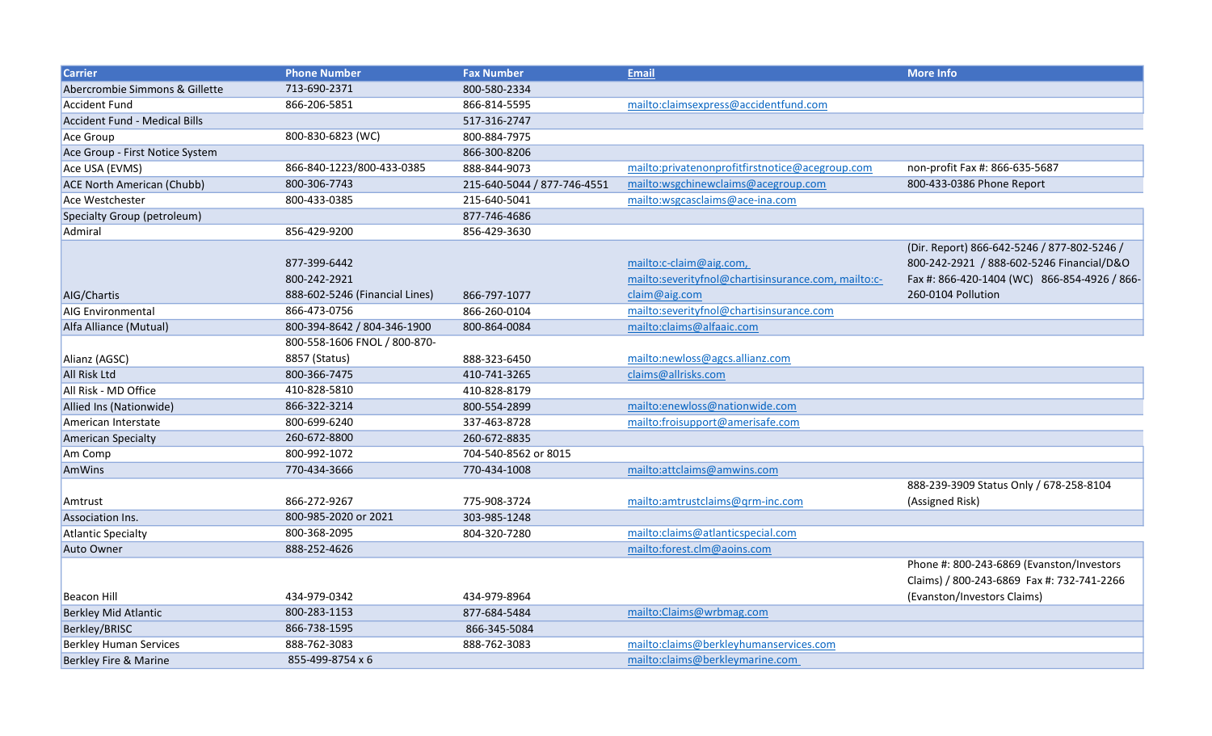| Carrier | Phone Number | Fax Number | Email | More Info |
|---|---|---|---|---|
| Abercrombie Simmons & Gillette | 713-690-2371 | 800-580-2334 | | |
| Accident Fund | 866-206-5851 | 866-814-5595 | mailto:claimsexpress@accidentfund.com | |
| Accident Fund - Medical Bills | | 517-316-2747 | | |
| Ace Group | 800-830-6823 (WC) | 800-884-7975 | | |
| Ace Group - First Notice System | | 866-300-8206 | | |
| Ace USA (EVMS) | 866-840-1223/800-433-0385 | 888-844-9073 | mailto:privatenonprofitfirstnotice@acegroup.com | non-profit Fax #: 866-635-5687 |
| ACE North American (Chubb) | 800-306-7743 | 215-640-5044 / 877-746-4551 | mailto:wsgchinewclaims@acegroup.com | 800-433-0386 Phone Report |
| Ace Westchester | 800-433-0385 | 215-640-5041 | mailto:wsgcasclaims@ace-ina.com | |
| Specialty Group (petroleum) | | 877-746-4686 | | |
| Admiral | 856-429-9200 | 856-429-3630 | | |
| AIG/Chartis | 877-399-6442 800-242-2921 888-602-5246 (Financial Lines) | 866-797-1077 | mailto:c-claim@aig.com, mailto:severityfnol@chartisinsurance.com, mailto:c-claim@aig.com | (Dir. Report) 866-642-5246 / 877-802-5246 / 800-242-2921 / 888-602-5246 Financial/D&O Fax #: 866-420-1404 (WC) 866-854-4926 / 866-260-0104 Pollution |
| AIG Environmental | 866-473-0756 | 866-260-0104 | mailto:severityfnol@chartisinsurance.com | |
| Alfa Alliance (Mutual) | 800-394-8642 / 804-346-1900 | 800-864-0084 | mailto:claims@alfaaic.com | |
| Alianz (AGSC) | 800-558-1606 FNOL / 800-870-8857 (Status) | 888-323-6450 | mailto:newloss@agcs.allianz.com | |
| All Risk Ltd | 800-366-7475 | 410-741-3265 | claims@allrisks.com | |
| All Risk - MD Office | 410-828-5810 | 410-828-8179 | | |
| Allied Ins (Nationwide) | 866-322-3214 | 800-554-2899 | mailto:enewloss@nationwide.com | |
| American Interstate | 800-699-6240 | 337-463-8728 | mailto:froisupport@amerisafe.com | |
| American Specialty | 260-672-8800 | 260-672-8835 | | |
| Am Comp | 800-992-1072 | 704-540-8562 or 8015 | | |
| AmWins | 770-434-3666 | 770-434-1008 | mailto:attclaims@amwins.com | |
| Amtrust | 866-272-9267 | 775-908-3724 | mailto:amtrustclaims@qrm-inc.com | 888-239-3909 Status Only / 678-258-8104 (Assigned Risk) |
| Association Ins. | 800-985-2020 or 2021 | 303-985-1248 | | |
| Atlantic Specialty | 800-368-2095 | 804-320-7280 | mailto:claims@atlanticspecial.com | |
| Auto Owner | 888-252-4626 | | mailto:forest.clm@aoins.com | |
| Beacon Hill | 434-979-0342 | 434-979-8964 | | Phone #: 800-243-6869 (Evanston/Investors Claims) / 800-243-6869 Fax #: 732-741-2266 (Evanston/Investors Claims) |
| Berkley Mid Atlantic | 800-283-1153 | 877-684-5484 | mailto:Claims@wrbmag.com | |
| Berkley/BRISC | 866-738-1595 | 866-345-5084 | | |
| Berkley Human Services | 888-762-3083 | 888-762-3083 | mailto:claims@berkleyhumanservices.com | |
| Berkley Fire & Marine | 855-499-8754 x 6 | | mailto:claims@berkleymarine.com | |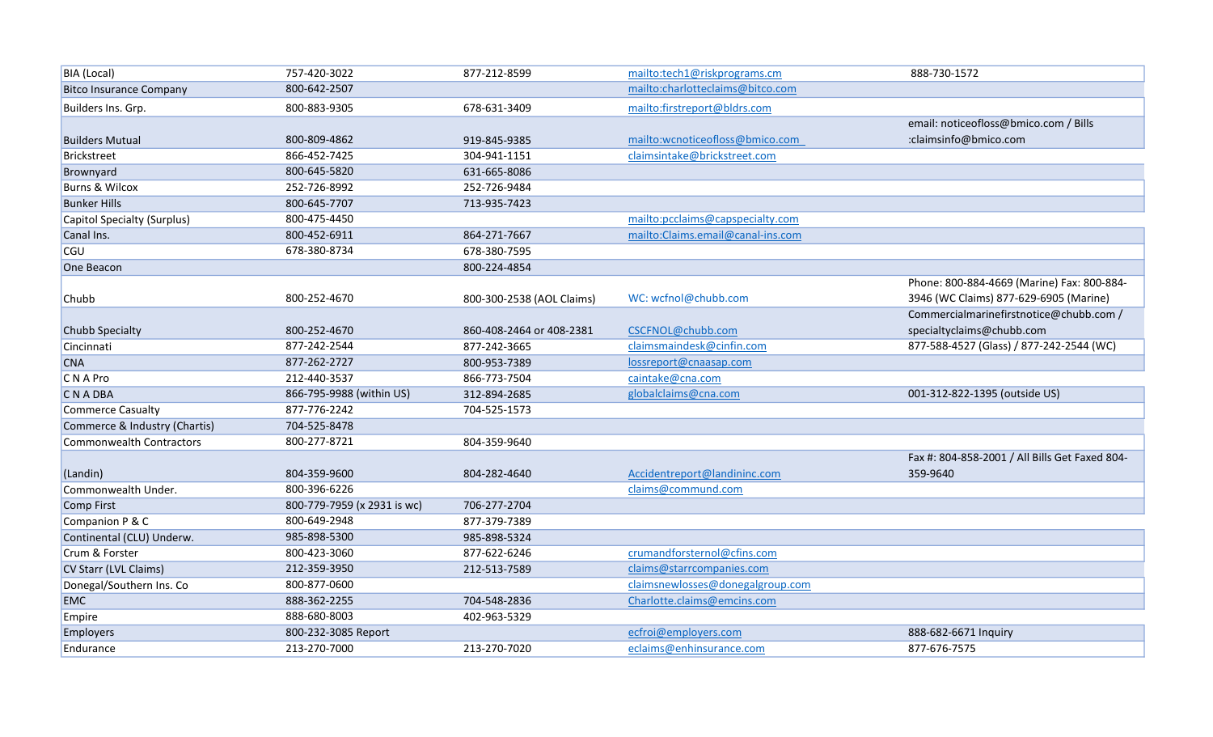| | | | | |
|---|---|---|---|---|
| BIA (Local) | 757-420-3022 | 877-212-8599 | mailto:tech1@riskprograms.cm | 888-730-1572 |
| Bitco Insurance Company | 800-642-2507 | | mailto:charlotteclaims@bitco.com | |
| Builders Ins. Grp. | 800-883-9305 | 678-631-3409 | mailto:firstreport@bldrs.com | |
| Builders Mutual | 800-809-4862 | 919-845-9385 | mailto:wcnoticeofloss@bmico.com | email: noticeofloss@bmico.com / Bills :claimsinfo@bmico.com |
| Brickstreet | 866-452-7425 | 304-941-1151 | claimsintake@brickstreet.com | |
| Brownyard | 800-645-5820 | 631-665-8086 | | |
| Burns & Wilcox | 252-726-8992 | 252-726-9484 | | |
| Bunker Hills | 800-645-7707 | 713-935-7423 | | |
| Capitol Specialty (Surplus) | 800-475-4450 | | mailto:pcclaims@capspecialty.com | |
| Canal Ins. | 800-452-6911 | 864-271-7667 | mailto:Claims.email@canal-ins.com | |
| CGU | 678-380-8734 | 678-380-7595 | | |
| One Beacon | | 800-224-4854 | | |
| Chubb | 800-252-4670 | 800-300-2538 (AOL Claims) | WC: wcfnol@chubb.com | Phone: 800-884-4669 (Marine) Fax: 800-884-3946 (WC Claims) 877-629-6905 (Marine) |
| Chubb Specialty | 800-252-4670 | 860-408-2464 or 408-2381 | CSCFNOL@chubb.com | Commercialmarinefirstnotice@chubb.com / specialtyclaims@chubb.com |
| Cincinnati | 877-242-2544 | 877-242-3665 | claimsmaindesk@cinfin.com | 877-588-4527 (Glass) / 877-242-2544 (WC) |
| CNA | 877-262-2727 | 800-953-7389 | lossreport@cnaasap.com | |
| C N A Pro | 212-440-3537 | 866-773-7504 | caintake@cna.com | |
| C N A DBA | 866-795-9988 (within US) | 312-894-2685 | globalclaims@cna.com | 001-312-822-1395 (outside US) |
| Commerce Casualty | 877-776-2242 | 704-525-1573 | | |
| Commerce & Industry (Chartis) | 704-525-8478 | | | |
| Commonwealth Contractors | 800-277-8721 | 804-359-9640 | | |
| (Landin) | 804-359-9600 | 804-282-4640 | Accidentreport@landininc.com | Fax #: 804-858-2001 / All Bills Get Faxed 804-359-9640 |
| Commonwealth Under. | 800-396-6226 | | claims@commund.com | |
| Comp First | 800-779-7959 (x 2931 is wc) | 706-277-2704 | | |
| Companion P & C | 800-649-2948 | 877-379-7389 | | |
| Continental (CLU) Underw. | 985-898-5300 | 985-898-5324 | | |
| Crum & Forster | 800-423-3060 | 877-622-6246 | crumandforsternol@cfins.com | |
| CV Starr (LVL Claims) | 212-359-3950 | 212-513-7589 | claims@starrcompanies.com | |
| Donegal/Southern Ins. Co | 800-877-0600 | | claimsnewlosses@donegalgroup.com | |
| EMC | 888-362-2255 | 704-548-2836 | Charlotte.claims@emcins.com | |
| Empire | 888-680-8003 | 402-963-5329 | | |
| Employers | 800-232-3085 Report | | ecfroi@employers.com | 888-682-6671 Inquiry |
| Endurance | 213-270-7000 | 213-270-7020 | eclaims@enhinsurance.com | 877-676-7575 |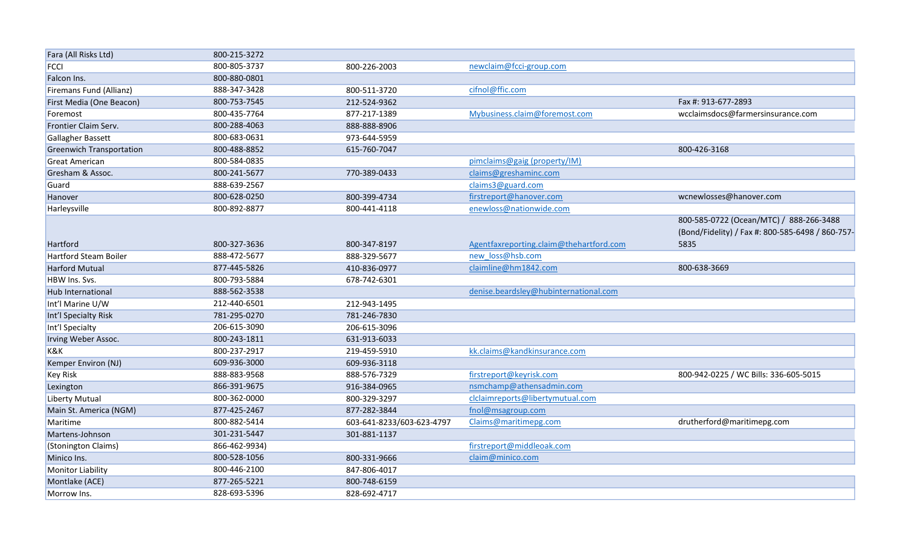| | | | | |
|---|---|---|---|---|
| Fara (All Risks Ltd) | 800-215-3272 | | | |
| FCCI | 800-805-3737 | 800-226-2003 | newclaim@fcci-group.com | |
| Falcon Ins. | 800-880-0801 | | | |
| Firemans Fund (Allianz) | 888-347-3428 | 800-511-3720 | cifnol@ffic.com | |
| First Media (One Beacon) | 800-753-7545 | 212-524-9362 | | Fax #: 913-677-2893 |
| Foremost | 800-435-7764 | 877-217-1389 | Mybusiness.claim@foremost.com | wcclaimsdocs@farmersinsurance.com |
| Frontier Claim Serv. | 800-288-4063 | 888-888-8906 | | |
| Gallagher Bassett | 800-683-0631 | 973-644-5959 | | |
| Greenwich Transportation | 800-488-8852 | 615-760-7047 | | 800-426-3168 |
| Great American | 800-584-0835 | | pimclaims@gaig (property/IM) | |
| Gresham & Assoc. | 800-241-5677 | 770-389-0433 | claims@greshaminc.com | |
| Guard | 888-639-2567 | | claims3@guard.com | |
| Hanover | 800-628-0250 | 800-399-4734 | firstreport@hanover.com | wcnewlosses@hanover.com |
| Harleysville | 800-892-8877 | 800-441-4118 | enewloss@nationwide.com | |
| Hartford | 800-327-3636 | 800-347-8197 | Agentfaxreporting.claim@thehartford.com | 800-585-0722 (Ocean/MTC) / 888-266-3488 (Bond/Fidelity) / Fax #: 800-585-6498 / 860-757-5835 |
| Hartford Steam Boiler | 888-472-5677 | 888-329-5677 | new_loss@hsb.com | |
| Harford Mutual | 877-445-5826 | 410-836-0977 | claimline@hm1842.com | 800-638-3669 |
| HBW Ins. Svs. | 800-793-5884 | 678-742-6301 | | |
| Hub International | 888-562-3538 | | denise.beardsley@hubinternational.com | |
| Int'l Marine U/W | 212-440-6501 | 212-943-1495 | | |
| Int'l Specialty Risk | 781-295-0270 | 781-246-7830 | | |
| Int'l Specialty | 206-615-3090 | 206-615-3096 | | |
| Irving Weber Assoc. | 800-243-1811 | 631-913-6033 | | |
| K&K | 800-237-2917 | 219-459-5910 | kk.claims@kandkinsurance.com | |
| Kemper Environ (NJ) | 609-936-3000 | 609-936-3118 | | |
| Key Risk | 888-883-9568 | 888-576-7329 | firstreport@keyrisk.com | 800-942-0225 / WC Bills: 336-605-5015 |
| Lexington | 866-391-9675 | 916-384-0965 | nsmchamp@athensadmin.com | |
| Liberty Mutual | 800-362-0000 | 800-329-3297 | clclaimreports@libertymutual.com | |
| Main St. America (NGM) | 877-425-2467 | 877-282-3844 | fnol@msagroup.com | |
| Maritime | 800-882-5414 | 603-641-8233/603-623-4797 | Claims@maritimepg.com | drutherford@maritimepg.com |
| Martens-Johnson | 301-231-5447 | 301-881-1137 | | |
| (Stonington Claims) | 866-462-9934) | | firstreport@middleoak.com | |
| Minico Ins. | 800-528-1056 | 800-331-9666 | claim@minico.com | |
| Monitor Liability | 800-446-2100 | 847-806-4017 | | |
| Montlake (ACE) | 877-265-5221 | 800-748-6159 | | |
| Morrow Ins. | 828-693-5396 | 828-692-4717 | | |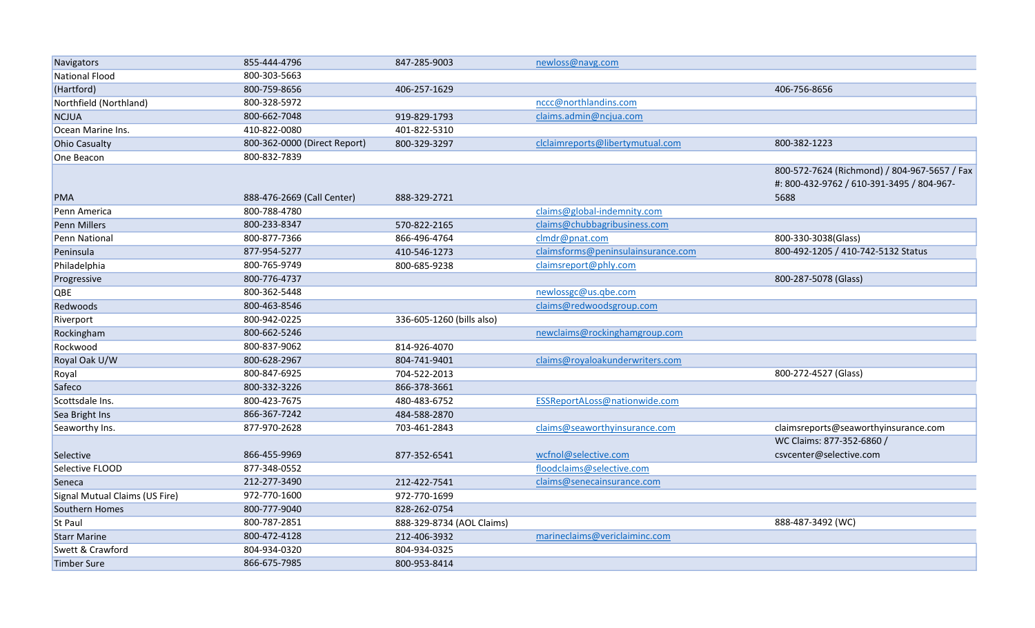| | | | | |
|---|---|---|---|---|
| Navigators | 855-444-4796 | 847-285-9003 | newloss@navg.com | |
| National Flood | 800-303-5663 | | | |
| (Hartford) | 800-759-8656 | 406-257-1629 | | 406-756-8656 |
| Northfield (Northland) | 800-328-5972 | | nccc@northlandins.com | |
| NCJUA | 800-662-7048 | 919-829-1793 | claims.admin@ncjua.com | |
| Ocean Marine Ins. | 410-822-0080 | 401-822-5310 | | |
| Ohio Casualty | 800-362-0000 (Direct Report) | 800-329-3297 | clclaimreports@libertymutual.com | 800-382-1223 |
| One Beacon | 800-832-7839 | | | |
| PMA | 888-476-2669 (Call Center) | 888-329-2721 | | 800-572-7624 (Richmond) / 804-967-5657 / Fax #: 800-432-9762 / 610-391-3495 / 804-967-5688 |
| Penn America | 800-788-4780 | | claims@global-indemnity.com | |
| Penn Millers | 800-233-8347 | 570-822-2165 | claims@chubbagribusiness.com | |
| Penn National | 800-877-7366 | 866-496-4764 | clmdr@pnat.com | 800-330-3038(Glass) |
| Peninsula | 877-954-5277 | 410-546-1273 | claimsforms@peninsulainsurance.com | 800-492-1205 / 410-742-5132 Status |
| Philadelphia | 800-765-9749 | 800-685-9238 | claimsreport@phly.com | |
| Progressive | 800-776-4737 | | | 800-287-5078 (Glass) |
| QBE | 800-362-5448 | | newlossgc@us.qbe.com | |
| Redwoods | 800-463-8546 | | claims@redwoodsgroup.com | |
| Riverport | 800-942-0225 | 336-605-1260 (bills also) | | |
| Rockingham | 800-662-5246 | | newclaims@rockinghamgroup.com | |
| Rockwood | 800-837-9062 | 814-926-4070 | | |
| Royal Oak U/W | 800-628-2967 | 804-741-9401 | claims@royaloakunderwriters.com | |
| Royal | 800-847-6925 | 704-522-2013 | | 800-272-4527 (Glass) |
| Safeco | 800-332-3226 | 866-378-3661 | | |
| Scottsdale Ins. | 800-423-7675 | 480-483-6752 | ESSReportALoss@nationwide.com | |
| Sea Bright Ins | 866-367-7242 | 484-588-2870 | | |
| Seaworthy Ins. | 877-970-2628 | 703-461-2843 | claims@seaworthyinsurance.com | claimsreports@seaworthyinsurance.com |
| Selective | 866-455-9969 | 877-352-6541 | wcfnol@selective.com | WC Claims: 877-352-6860 / csvcenter@selective.com |
| Selective FLOOD | 877-348-0552 | | floodclaims@selective.com | |
| Seneca | 212-277-3490 | 212-422-7541 | claims@senecainsurance.com | |
| Signal Mutual Claims (US Fire) | 972-770-1600 | 972-770-1699 | | |
| Southern Homes | 800-777-9040 | 828-262-0754 | | |
| St Paul | 800-787-2851 | 888-329-8734 (AOL Claims) | | 888-487-3492 (WC) |
| Starr Marine | 800-472-4128 | 212-406-3932 | marineclaims@vericlaiminc.com | |
| Swett & Crawford | 804-934-0320 | 804-934-0325 | | |
| Timber Sure | 866-675-7985 | 800-953-8414 | | |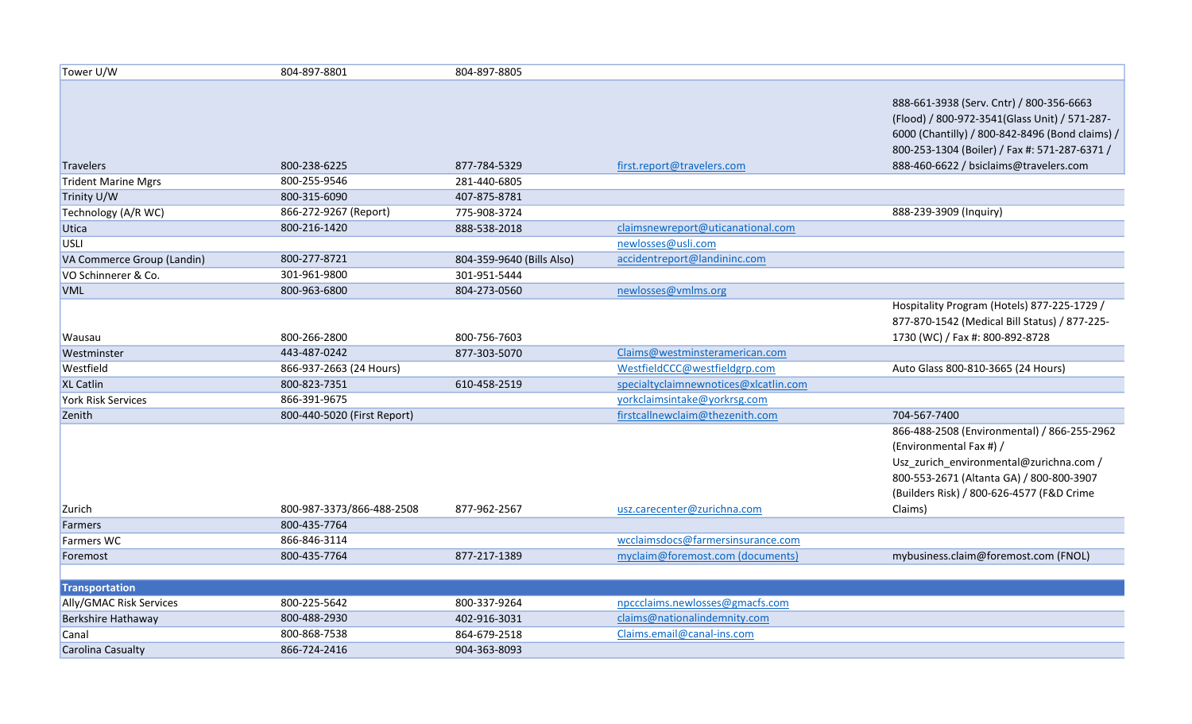| | | | | |
|---|---|---|---|---|
| Tower U/W | 804-897-8801 | 804-897-8805 | | |
| Travelers | 800-238-6225 | 877-784-5329 | first.report@travelers.com | 888-661-3938 (Serv. Cntr) / 800-356-6663 (Flood) / 800-972-3541(Glass Unit) / 571-287-6000 (Chantilly) / 800-842-8496 (Bond claims) / 800-253-1304 (Boiler) / Fax #: 571-287-6371 / 888-460-6622 / bsiclaims@travelers.com |
| Trident Marine Mgrs | 800-255-9546 | 281-440-6805 | | |
| Trinity U/W | 800-315-6090 | 407-875-8781 | | |
| Technology (A/R WC) | 866-272-9267 (Report) | 775-908-3724 | | 888-239-3909 (Inquiry) |
| Utica | 800-216-1420 | 888-538-2018 | claimsnewreport@uticanational.com | |
| USLI | | | newlosses@usli.com | |
| VA Commerce Group (Landin) | 800-277-8721 | 804-359-9640 (Bills Also) | accidentreport@landininc.com | |
| VO Schinnerer & Co. | 301-961-9800 | 301-951-5444 | | |
| VML | 800-963-6800 | 804-273-0560 | newlosses@vmlms.org | |
| Wausau | 800-266-2800 | 800-756-7603 | | Hospitality Program (Hotels) 877-225-1729 / 877-870-1542 (Medical Bill Status) / 877-225-1730 (WC) / Fax #: 800-892-8728 |
| Westminster | 443-487-0242 | 877-303-5070 | Claims@westminsteramerican.com | |
| Westfield | 866-937-2663 (24 Hours) | | WestfieldCCC@westfieldgrp.com | Auto Glass 800-810-3665 (24 Hours) |
| XL Catlin | 800-823-7351 | 610-458-2519 | specialtyclaimnewnotices@xlcatlin.com | |
| York Risk Services | 866-391-9675 | | yorkclaimsintake@yorkrsg.com | |
| Zenith | 800-440-5020 (First Report) | | firstcallnewclaim@thezenith.com | 704-567-7400 |
| Zurich | 800-987-3373/866-488-2508 | 877-962-2567 | usz.carecenter@zurichna.com | 866-488-2508 (Environmental) / 866-255-2962 (Environmental Fax #) / Usz_zurich_environmental@zurichna.com / 800-553-2671 (Altanta GA) / 800-800-3907 (Builders Risk) / 800-626-4577 (F&D Crime Claims) |
| Farmers | 800-435-7764 | | | |
| Farmers WC | 866-846-3114 | | wcclaimsdocs@farmersinsurance.com | |
| Foremost | 800-435-7764 | 877-217-1389 | myclaim@foremost.com (documents) | mybusiness.claim@foremost.com (FNOL) |
| | | | | |
| **Transportation** | | | | |
| Ally/GMAC Risk Services | 800-225-5642 | 800-337-9264 | npccclaims.newlosses@gmacfs.com | |
| Berkshire Hathaway | 800-488-2930 | 402-916-3031 | claims@nationalindemnity.com | |
| Canal | 800-868-7538 | 864-679-2518 | Claims.email@canal-ins.com | |
| Carolina Casualty | 866-724-2416 | 904-363-8093 | | |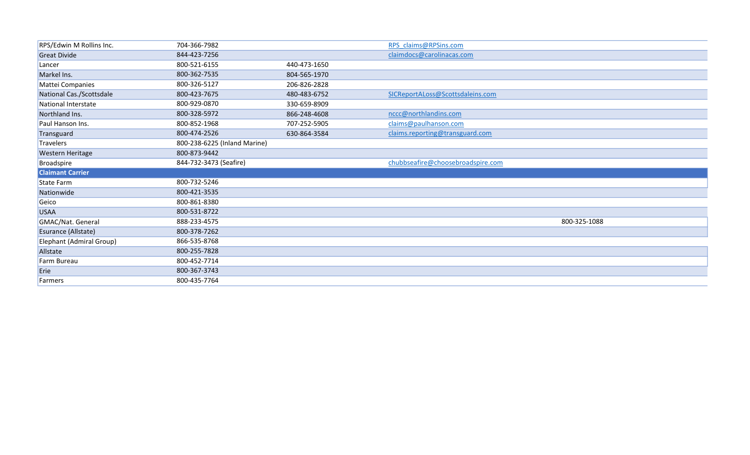| | | | | |
|---|---|---|---|---|
| RPS/Edwin M Rollins Inc. | 704-366-7982 | | RPS_claims@RPSins.com | |
| Great Divide | 844-423-7256 | | claimdocs@carolinacas.com | |
| Lancer | 800-521-6155 | 440-473-1650 | | |
| Markel Ins. | 800-362-7535 | 804-565-1970 | | |
| Mattei Companies | 800-326-5127 | 206-826-2828 | | |
| National Cas./Scottsdale | 800-423-7675 | 480-483-6752 | SICReportALoss@Scottsdaleins.com | |
| National Interstate | 800-929-0870 | 330-659-8909 | | |
| Northland Ins. | 800-328-5972 | 866-248-4608 | nccc@northlandins.com | |
| Paul Hanson Ins. | 800-852-1968 | 707-252-5905 | claims@paulhanson.com | |
| Transguard | 800-474-2526 | 630-864-3584 | claims.reporting@transguard.com | |
| Travelers | 800-238-6225 (Inland Marine) | | | |
| Western Heritage | 800-873-9442 | | | |
| Broadspire | 844-732-3473 (Seafire) | | chubbseafire@choosebroadspire.com | |
| **Claimant Carrier** | | | | |
| State Farm | 800-732-5246 | | | |
| Nationwide | 800-421-3535 | | | |
| Geico | 800-861-8380 | | | |
| USAA | 800-531-8722 | | | |
| GMAC/Nat. General | 888-233-4575 | | | 800-325-1088 |
| Esurance (Allstate) | 800-378-7262 | | | |
| Elephant (Admiral Group) | 866-535-8768 | | | |
| Allstate | 800-255-7828 | | | |
| Farm Bureau | 800-452-7714 | | | |
| Erie | 800-367-3743 | | | |
| Farmers | 800-435-7764 | | | |